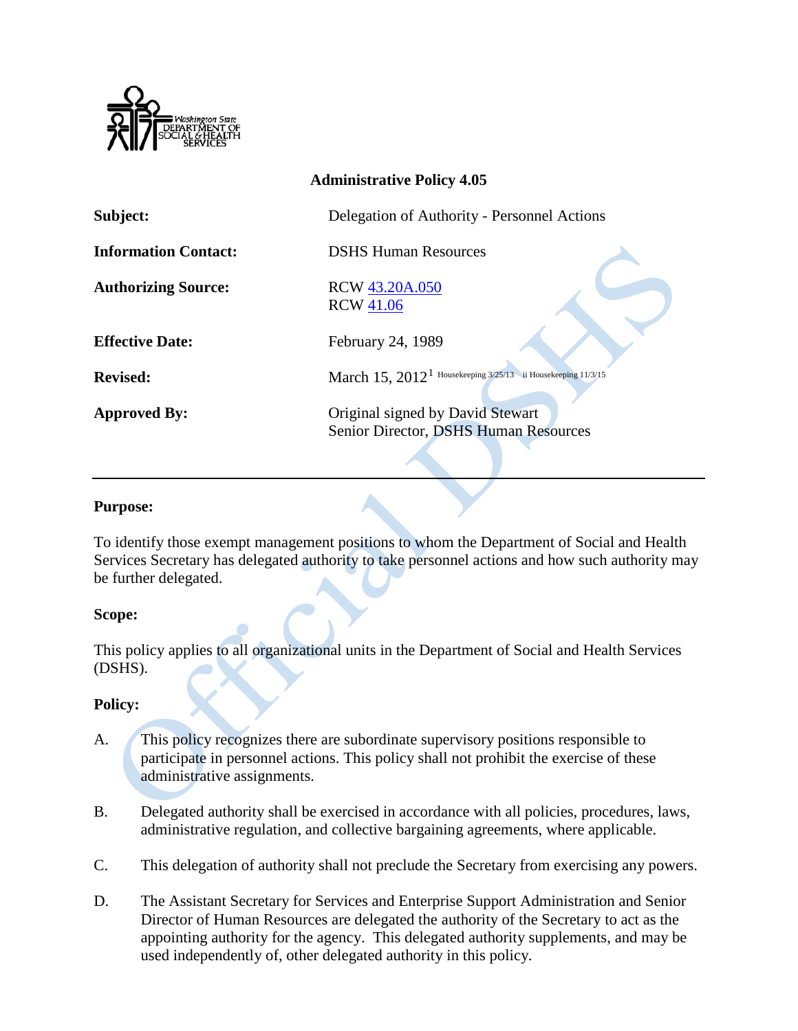Washington State DEPARTMENT OF SOCIAL & HEALTH SERVICES

**Administrative Policy 4.05**

| | |
|---|---|
| **Subject:** | Delegation of Authority - Personnel Actions |
| **Information Contact:** | DSHS Human Resources |
| **Authorizing Source:** | RCW 43.20A.050<br>RCW 41.06 |
| **Effective Date:** | February 24, 1989 |
| **Revised:** | March 15, 2012[1] Housekeeping 3/25/13 ii Housekeeping 11/3/15 |
| **Approved By:** | Original signed by David Stewart<br>Senior Director, DSHS Human Resources |

---

**Purpose:**

To identify those exempt management positions to whom the Department of Social and Health Services Secretary has delegated authority to take personnel actions and how such authority may be further delegated.

**Scope:**

This policy applies to all organizational units in the Department of Social and Health Services (DSHS).

**Policy:**

A. This policy recognizes there are subordinate supervisory positions responsible to participate in personnel actions. This policy shall not prohibit the exercise of these administrative assignments.

B. Delegated authority shall be exercised in accordance with all policies, procedures, laws, administrative regulation, and collective bargaining agreements, where applicable.

C. This delegation of authority shall not preclude the Secretary from exercising any powers.

D. The Assistant Secretary for Services and Enterprise Support Administration and Senior Director of Human Resources are delegated the authority of the Secretary to act as the appointing authority for the agency. This delegated authority supplements, and may be used independently of, other delegated authority in this policy.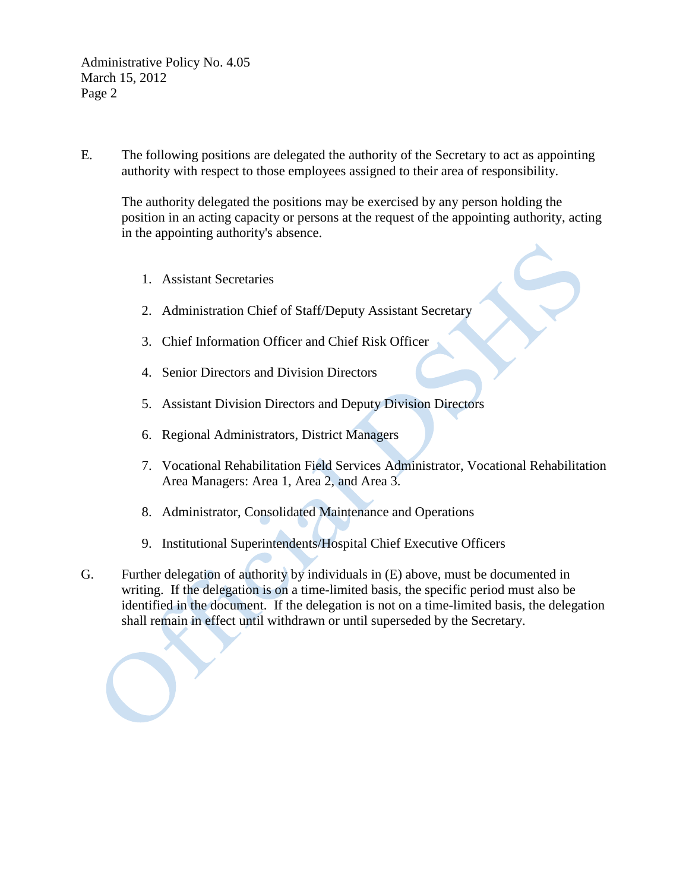E. The following positions are delegated the authority of the Secretary to act as appointing authority with respect to those employees assigned to their area of responsibility.

The authority delegated the positions may be exercised by any person holding the position in an acting capacity or persons at the request of the appointing authority, acting in the appointing authority's absence.

1. Assistant Secretaries
2. Administration Chief of Staff/Deputy Assistant Secretary
3. Chief Information Officer and Chief Risk Officer
4. Senior Directors and Division Directors
5. Assistant Division Directors and Deputy Division Directors
6. Regional Administrators, District Managers
7. Vocational Rehabilitation Field Services Administrator, Vocational Rehabilitation Area Managers: Area 1, Area 2, and Area 3.
8. Administrator, Consolidated Maintenance and Operations
9. Institutional Superintendents/Hospital Chief Executive Officers

G. Further delegation of authority by individuals in (E) above, must be documented in writing. If the delegation is on a time-limited basis, the specific period must also be identified in the document. If the delegation is not on a time-limited basis, the delegation shall remain in effect until withdrawn or until superseded by the Secretary.